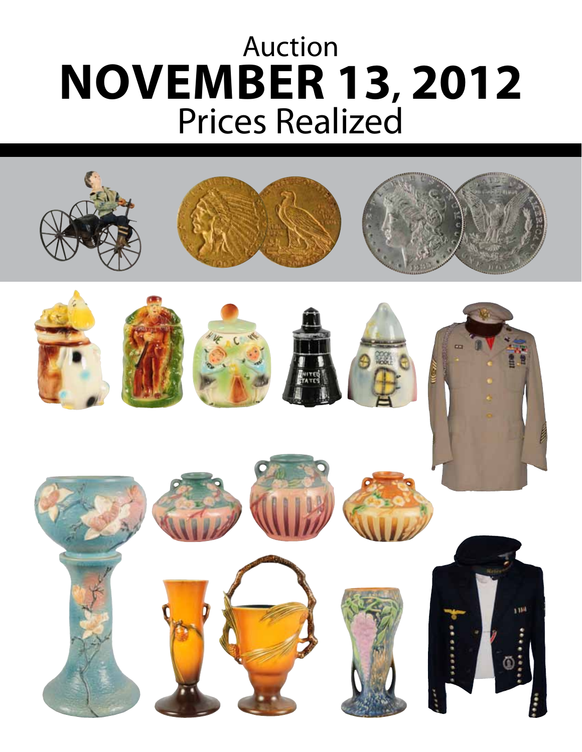Auction

# NOVEMBER 13, 2012

Prices Realized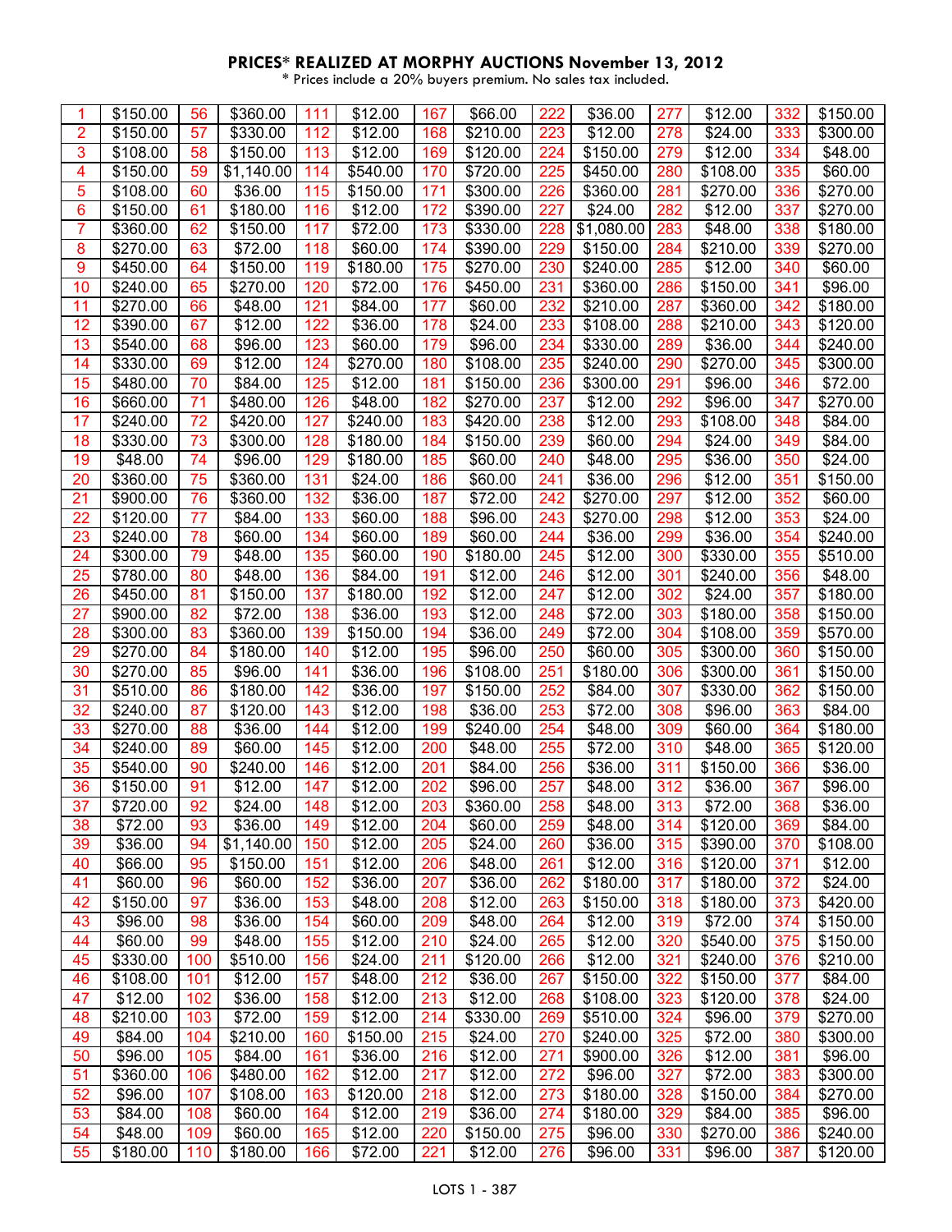**PRICES* REALIZED AT MORPHY AUCTIONS November 13, 2012**

* Prices include a 20% buyers premium. No sales tax included.

| | | | | | | | | | | | | | |
|---|---|---|---|---|---|---|---|---|---|---|---|---|---|
| 1 | $150.00 | 56 | $360.00 | 111 | $12.00 | 167 | $66.00 | 222 | $36.00 | 277 | $12.00 | 332 | $150.00 |
| 2 | $150.00 | 57 | $330.00 | 112 | $12.00 | 168 | $210.00 | 223 | $12.00 | 278 | $24.00 | 333 | $300.00 |
| 3 | $108.00 | 58 | $150.00 | 113 | $12.00 | 169 | $120.00 | 224 | $150.00 | 279 | $12.00 | 334 | $48.00 |
| 4 | $150.00 | 59 | $1,140.00 | 114 | $540.00 | 170 | $720.00 | 225 | $450.00 | 280 | $108.00 | 335 | $60.00 |
| 5 | $108.00 | 60 | $36.00 | 115 | $150.00 | 171 | $300.00 | 226 | $360.00 | 281 | $270.00 | 336 | $270.00 |
| 6 | $150.00 | 61 | $180.00 | 116 | $12.00 | 172 | $390.00 | 227 | $24.00 | 282 | $12.00 | 337 | $270.00 |
| 7 | $360.00 | 62 | $150.00 | 117 | $72.00 | 173 | $330.00 | 228 | $1,080.00 | 283 | $48.00 | 338 | $180.00 |
| 8 | $270.00 | 63 | $72.00 | 118 | $60.00 | 174 | $390.00 | 229 | $150.00 | 284 | $210.00 | 339 | $270.00 |
| 9 | $450.00 | 64 | $150.00 | 119 | $180.00 | 175 | $270.00 | 230 | $240.00 | 285 | $12.00 | 340 | $60.00 |
| 10 | $240.00 | 65 | $270.00 | 120 | $72.00 | 176 | $450.00 | 231 | $360.00 | 286 | $150.00 | 341 | $96.00 |
| 11 | $270.00 | 66 | $48.00 | 121 | $84.00 | 177 | $60.00 | 232 | $210.00 | 287 | $360.00 | 342 | $180.00 |
| 12 | $390.00 | 67 | $12.00 | 122 | $36.00 | 178 | $24.00 | 233 | $108.00 | 288 | $210.00 | 343 | $120.00 |
| 13 | $540.00 | 68 | $96.00 | 123 | $60.00 | 179 | $96.00 | 234 | $330.00 | 289 | $36.00 | 344 | $240.00 |
| 14 | $330.00 | 69 | $12.00 | 124 | $270.00 | 180 | $108.00 | 235 | $240.00 | 290 | $270.00 | 345 | $300.00 |
| 15 | $480.00 | 70 | $84.00 | 125 | $12.00 | 181 | $150.00 | 236 | $300.00 | 291 | $96.00 | 346 | $72.00 |
| 16 | $660.00 | 71 | $480.00 | 126 | $48.00 | 182 | $270.00 | 237 | $12.00 | 292 | $96.00 | 347 | $270.00 |
| 17 | $240.00 | 72 | $420.00 | 127 | $240.00 | 183 | $420.00 | 238 | $12.00 | 293 | $108.00 | 348 | $84.00 |
| 18 | $330.00 | 73 | $300.00 | 128 | $180.00 | 184 | $150.00 | 239 | $60.00 | 294 | $24.00 | 349 | $84.00 |
| 19 | $48.00 | 74 | $96.00 | 129 | $180.00 | 185 | $60.00 | 240 | $48.00 | 295 | $36.00 | 350 | $24.00 |
| 20 | $360.00 | 75 | $360.00 | 131 | $24.00 | 186 | $60.00 | 241 | $36.00 | 296 | $12.00 | 351 | $150.00 |
| 21 | $900.00 | 76 | $360.00 | 132 | $36.00 | 187 | $72.00 | 242 | $270.00 | 297 | $12.00 | 352 | $60.00 |
| 22 | $120.00 | 77 | $84.00 | 133 | $60.00 | 188 | $96.00 | 243 | $270.00 | 298 | $12.00 | 353 | $24.00 |
| 23 | $240.00 | 78 | $60.00 | 134 | $60.00 | 189 | $60.00 | 244 | $36.00 | 299 | $36.00 | 354 | $240.00 |
| 24 | $300.00 | 79 | $48.00 | 135 | $60.00 | 190 | $180.00 | 245 | $12.00 | 300 | $330.00 | 355 | $510.00 |
| 25 | $780.00 | 80 | $48.00 | 136 | $84.00 | 191 | $12.00 | 246 | $12.00 | 301 | $240.00 | 356 | $48.00 |
| 26 | $450.00 | 81 | $150.00 | 137 | $180.00 | 192 | $12.00 | 247 | $12.00 | 302 | $24.00 | 357 | $180.00 |
| 27 | $900.00 | 82 | $72.00 | 138 | $36.00 | 193 | $12.00 | 248 | $72.00 | 303 | $180.00 | 358 | $150.00 |
| 28 | $300.00 | 83 | $360.00 | 139 | $150.00 | 194 | $36.00 | 249 | $72.00 | 304 | $108.00 | 359 | $570.00 |
| 29 | $270.00 | 84 | $180.00 | 140 | $12.00 | 195 | $96.00 | 250 | $60.00 | 305 | $300.00 | 360 | $150.00 |
| 30 | $270.00 | 85 | $96.00 | 141 | $36.00 | 196 | $108.00 | 251 | $180.00 | 306 | $300.00 | 361 | $150.00 |
| 31 | $510.00 | 86 | $180.00 | 142 | $36.00 | 197 | $150.00 | 252 | $84.00 | 307 | $330.00 | 362 | $150.00 |
| 32 | $240.00 | 87 | $120.00 | 143 | $12.00 | 198 | $36.00 | 253 | $72.00 | 308 | $96.00 | 363 | $84.00 |
| 33 | $270.00 | 88 | $36.00 | 144 | $12.00 | 199 | $240.00 | 254 | $48.00 | 309 | $60.00 | 364 | $180.00 |
| 34 | $240.00 | 89 | $60.00 | 145 | $12.00 | 200 | $48.00 | 255 | $72.00 | 310 | $48.00 | 365 | $120.00 |
| 35 | $540.00 | 90 | $240.00 | 146 | $12.00 | 201 | $84.00 | 256 | $36.00 | 311 | $150.00 | 366 | $36.00 |
| 36 | $150.00 | 91 | $12.00 | 147 | $12.00 | 202 | $96.00 | 257 | $48.00 | 312 | $36.00 | 367 | $96.00 |
| 37 | $720.00 | 92 | $24.00 | 148 | $12.00 | 203 | $360.00 | 258 | $48.00 | 313 | $72.00 | 368 | $36.00 |
| 38 | $72.00 | 93 | $36.00 | 149 | $12.00 | 204 | $60.00 | 259 | $48.00 | 314 | $120.00 | 369 | $84.00 |
| 39 | $36.00 | 94 | $1,140.00 | 150 | $12.00 | 205 | $24.00 | 260 | $36.00 | 315 | $390.00 | 370 | $108.00 |
| 40 | $66.00 | 95 | $150.00 | 151 | $12.00 | 206 | $48.00 | 261 | $12.00 | 316 | $120.00 | 371 | $12.00 |
| 41 | $60.00 | 96 | $60.00 | 152 | $36.00 | 207 | $36.00 | 262 | $180.00 | 317 | $180.00 | 372 | $24.00 |
| 42 | $150.00 | 97 | $36.00 | 153 | $48.00 | 208 | $12.00 | 263 | $150.00 | 318 | $180.00 | 373 | $420.00 |
| 43 | $96.00 | 98 | $36.00 | 154 | $60.00 | 209 | $48.00 | 264 | $12.00 | 319 | $72.00 | 374 | $150.00 |
| 44 | $60.00 | 99 | $48.00 | 155 | $12.00 | 210 | $24.00 | 265 | $12.00 | 320 | $540.00 | 375 | $150.00 |
| 45 | $330.00 | 100 | $510.00 | 156 | $24.00 | 211 | $120.00 | 266 | $12.00 | 321 | $240.00 | 376 | $210.00 |
| 46 | $108.00 | 101 | $12.00 | 157 | $48.00 | 212 | $36.00 | 267 | $150.00 | 322 | $150.00 | 377 | $84.00 |
| 47 | $12.00 | 102 | $36.00 | 158 | $12.00 | 213 | $12.00 | 268 | $108.00 | 323 | $120.00 | 378 | $24.00 |
| 48 | $210.00 | 103 | $72.00 | 159 | $12.00 | 214 | $330.00 | 269 | $510.00 | 324 | $96.00 | 379 | $270.00 |
| 49 | $84.00 | 104 | $210.00 | 160 | $150.00 | 215 | $24.00 | 270 | $240.00 | 325 | $72.00 | 380 | $300.00 |
| 50 | $96.00 | 105 | $84.00 | 161 | $36.00 | 216 | $12.00 | 271 | $900.00 | 326 | $12.00 | 381 | $96.00 |
| 51 | $360.00 | 106 | $480.00 | 162 | $12.00 | 217 | $12.00 | 272 | $96.00 | 327 | $72.00 | 383 | $300.00 |
| 52 | $96.00 | 107 | $108.00 | 163 | $120.00 | 218 | $12.00 | 273 | $180.00 | 328 | $150.00 | 384 | $270.00 |
| 53 | $84.00 | 108 | $60.00 | 164 | $12.00 | 219 | $36.00 | 274 | $180.00 | 329 | $84.00 | 385 | $96.00 |
| 54 | $48.00 | 109 | $60.00 | 165 | $12.00 | 220 | $150.00 | 275 | $96.00 | 330 | $270.00 | 386 | $240.00 |
| 55 | $180.00 | 110 | $180.00 | 166 | $72.00 | 221 | $12.00 | 276 | $96.00 | 331 | $96.00 | 387 | $120.00 |

LOTS 1 - 387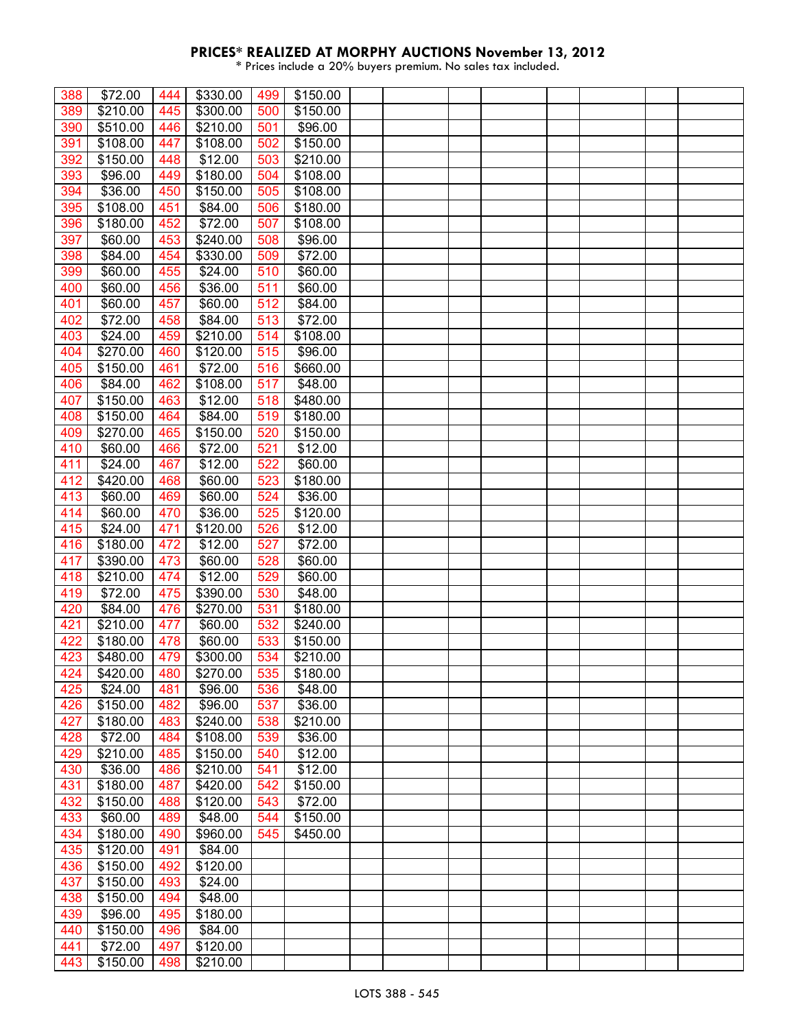## PRICES* REALIZED AT MORPHY AUCTIONS November 13, 2012

\* Prices include a 20% buyers premium. No sales tax included.

| | | | | | | | | | | | | | | | | | |
|---|---|---|---|---|---|---|---|---|---|---|---|---|---|---|---|---|---|
| 388 | $72.00 | 444 | $330.00 | 499 | $150.00 | | | | | | | | | | | | |
| 389 | $210.00 | 445 | $300.00 | 500 | $150.00 | | | | | | | | | | | | |
| 390 | $510.00 | 446 | $210.00 | 501 | $96.00 | | | | | | | | | | | | |
| 391 | $108.00 | 447 | $108.00 | 502 | $150.00 | | | | | | | | | | | | |
| 392 | $150.00 | 448 | $12.00 | 503 | $210.00 | | | | | | | | | | | | |
| 393 | $96.00 | 449 | $180.00 | 504 | $108.00 | | | | | | | | | | | | |
| 394 | $36.00 | 450 | $150.00 | 505 | $108.00 | | | | | | | | | | | | |
| 395 | $108.00 | 451 | $84.00 | 506 | $180.00 | | | | | | | | | | | | |
| 396 | $180.00 | 452 | $72.00 | 507 | $108.00 | | | | | | | | | | | | |
| 397 | $60.00 | 453 | $240.00 | 508 | $96.00 | | | | | | | | | | | | |
| 398 | $84.00 | 454 | $330.00 | 509 | $72.00 | | | | | | | | | | | | |
| 399 | $60.00 | 455 | $24.00 | 510 | $60.00 | | | | | | | | | | | | |
| 400 | $60.00 | 456 | $36.00 | 511 | $60.00 | | | | | | | | | | | | |
| 401 | $60.00 | 457 | $60.00 | 512 | $84.00 | | | | | | | | | | | | |
| 402 | $72.00 | 458 | $84.00 | 513 | $72.00 | | | | | | | | | | | | |
| 403 | $24.00 | 459 | $210.00 | 514 | $108.00 | | | | | | | | | | | | |
| 404 | $270.00 | 460 | $120.00 | 515 | $96.00 | | | | | | | | | | | | |
| 405 | $150.00 | 461 | $72.00 | 516 | $660.00 | | | | | | | | | | | | |
| 406 | $84.00 | 462 | $108.00 | 517 | $48.00 | | | | | | | | | | | | |
| 407 | $150.00 | 463 | $12.00 | 518 | $480.00 | | | | | | | | | | | | |
| 408 | $150.00 | 464 | $84.00 | 519 | $180.00 | | | | | | | | | | | | |
| 409 | $270.00 | 465 | $150.00 | 520 | $150.00 | | | | | | | | | | | | |
| 410 | $60.00 | 466 | $72.00 | 521 | $12.00 | | | | | | | | | | | | |
| 411 | $24.00 | 467 | $12.00 | 522 | $60.00 | | | | | | | | | | | | |
| 412 | $420.00 | 468 | $60.00 | 523 | $180.00 | | | | | | | | | | | | |
| 413 | $60.00 | 469 | $60.00 | 524 | $36.00 | | | | | | | | | | | | |
| 414 | $60.00 | 470 | $36.00 | 525 | $120.00 | | | | | | | | | | | | |
| 415 | $24.00 | 471 | $120.00 | 526 | $12.00 | | | | | | | | | | | | |
| 416 | $180.00 | 472 | $12.00 | 527 | $72.00 | | | | | | | | | | | | |
| 417 | $390.00 | 473 | $60.00 | 528 | $60.00 | | | | | | | | | | | | |
| 418 | $210.00 | 474 | $12.00 | 529 | $60.00 | | | | | | | | | | | | |
| 419 | $72.00 | 475 | $390.00 | 530 | $48.00 | | | | | | | | | | | | |
| 420 | $84.00 | 476 | $270.00 | 531 | $180.00 | | | | | | | | | | | | |
| 421 | $210.00 | 477 | $60.00 | 532 | $240.00 | | | | | | | | | | | | |
| 422 | $180.00 | 478 | $60.00 | 533 | $150.00 | | | | | | | | | | | | |
| 423 | $480.00 | 479 | $300.00 | 534 | $210.00 | | | | | | | | | | | | |
| 424 | $420.00 | 480 | $270.00 | 535 | $180.00 | | | | | | | | | | | | |
| 425 | $24.00 | 481 | $96.00 | 536 | $48.00 | | | | | | | | | | | | |
| 426 | $150.00 | 482 | $96.00 | 537 | $36.00 | | | | | | | | | | | | |
| 427 | $180.00 | 483 | $240.00 | 538 | $210.00 | | | | | | | | | | | | |
| 428 | $72.00 | 484 | $108.00 | 539 | $36.00 | | | | | | | | | | | | |
| 429 | $210.00 | 485 | $150.00 | 540 | $12.00 | | | | | | | | | | | | |
| 430 | $36.00 | 486 | $210.00 | 541 | $12.00 | | | | | | | | | | | | |
| 431 | $180.00 | 487 | $420.00 | 542 | $150.00 | | | | | | | | | | | | |
| 432 | $150.00 | 488 | $120.00 | 543 | $72.00 | | | | | | | | | | | | |
| 433 | $60.00 | 489 | $48.00 | 544 | $150.00 | | | | | | | | | | | | |
| 434 | $180.00 | 490 | $960.00 | 545 | $450.00 | | | | | | | | | | | | |
| 435 | $120.00 | 491 | $84.00 | | | | | | | | | | | | | | |
| 436 | $150.00 | 492 | $120.00 | | | | | | | | | | | | | | |
| 437 | $150.00 | 493 | $24.00 | | | | | | | | | | | | | | |
| 438 | $150.00 | 494 | $48.00 | | | | | | | | | | | | | | |
| 439 | $96.00 | 495 | $180.00 | | | | | | | | | | | | | | |
| 440 | $150.00 | 496 | $84.00 | | | | | | | | | | | | | | |
| 441 | $72.00 | 497 | $120.00 | | | | | | | | | | | | | | |
| 443 | $150.00 | 498 | $210.00 | | | | | | | | | | | | | | |

LOTS 388 - 545